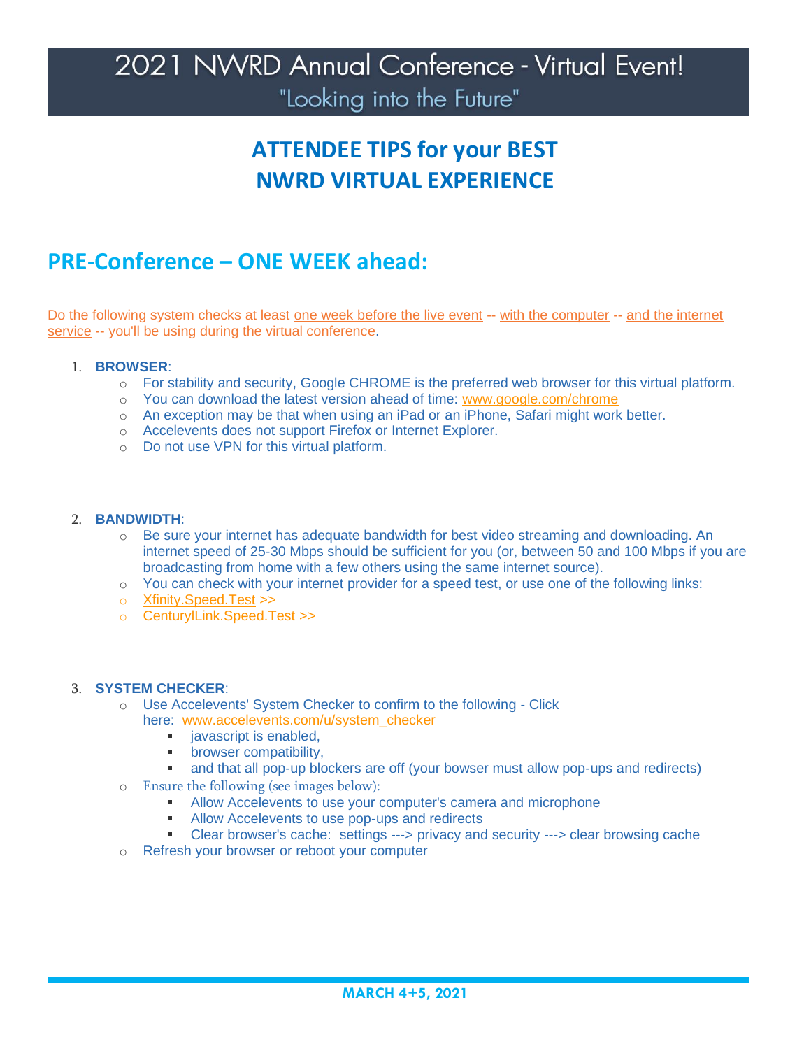# 2021 NWRD Annual Conference - Virtual Event!

"Looking into the Future"

## ATTENDEE TIPS for your BEST NWRD VIRTUAL EXPERIENCE

## PRE-Conference – ONE WEEK ahead:

Do the following system checks at least one week before the live event -- with the computer -- and the internet service -- you'll be using during the virtual conference.

1. **BROWSER**:
   - For stability and security, Google CHROME is the preferred web browser for this virtual platform.
   - You can download the latest version ahead of time: www.google.com/chrome
   - An exception may be that when using an iPad or an iPhone, Safari might work better.
   - Accelevents does not support Firefox or Internet Explorer.
   - Do not use VPN for this virtual platform.

2. **BANDWIDTH**:
   - Be sure your internet has adequate bandwidth for best video streaming and downloading. An internet speed of 25-30 Mbps should be sufficient for you (or, between 50 and 100 Mbps if you are broadcasting from home with a few others using the same internet source).
   - You can check with your internet provider for a speed test, or use one of the following links:
   - Xfinity.Speed.Test >>
   - CenturylLink.Speed.Test >>

3. **SYSTEM CHECKER**:
   - Use Accelevents' System Checker to confirm to the following - Click here: www.accelevents.com/u/system_checker
     - javascript is enabled,
     - browser compatibility,
     - and that all pop-up blockers are off (your bowser must allow pop-ups and redirects)
   - Ensure the following (see images below):
     - Allow Accelevents to use your computer's camera and microphone
     - Allow Accelevents to use pop-ups and redirects
     - Clear browser's cache: settings ---> privacy and security ---> clear browsing cache
   - Refresh your browser or reboot your computer

**MARCH 4+5, 2021**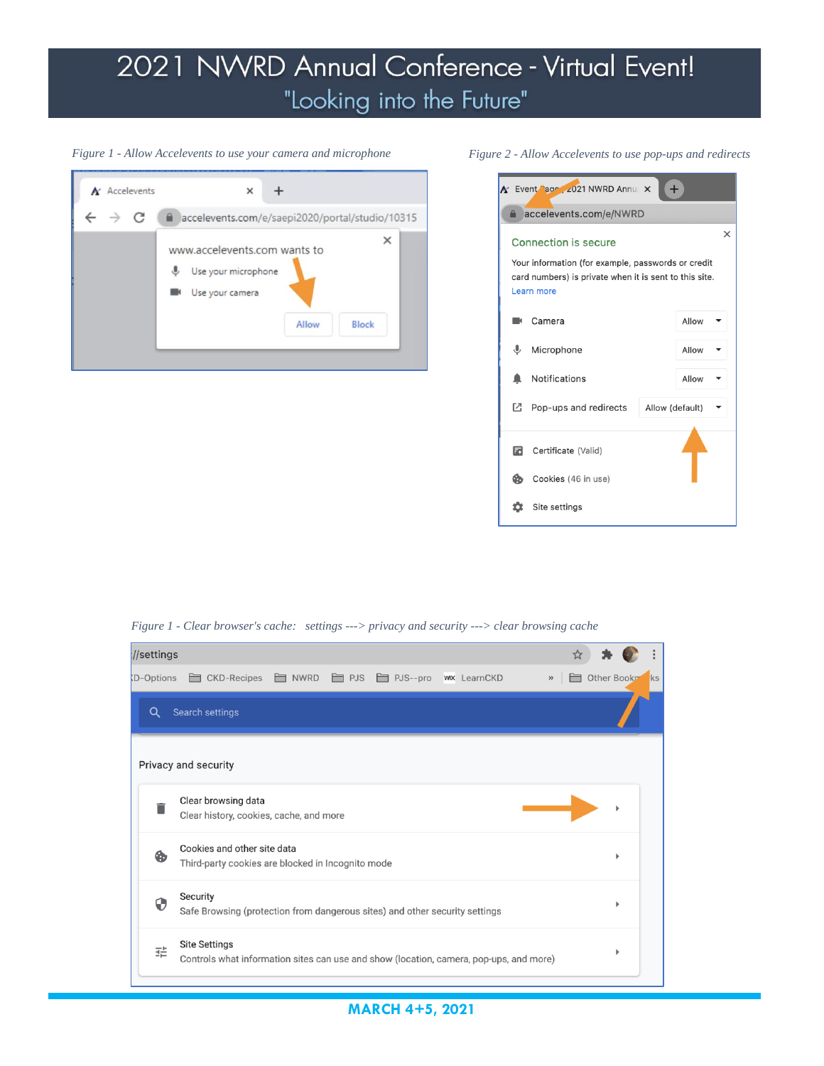*Figure 1 - Allow Accelevents to use your camera and microphone*

*Figure 2 - Allow Accelevents to use pop-ups and redirects*

*Figure 1 - Clear browser's cache: settings ---> privacy and security ---> clear browsing cache*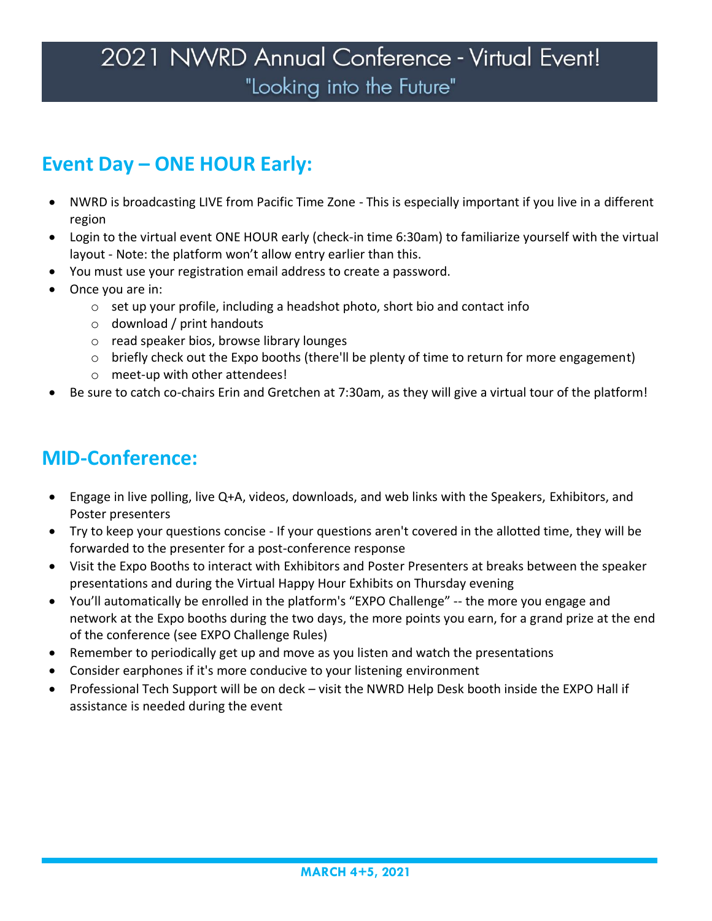# 2021 NWRD Annual Conference - Virtual Event!

## "Looking into the Future"

## Event Day – ONE HOUR Early:

- NWRD is broadcasting LIVE from Pacific Time Zone - This is especially important if you live in a different region
- Login to the virtual event ONE HOUR early (check-in time 6:30am) to familiarize yourself with the virtual layout - Note: the platform won't allow entry earlier than this.
- You must use your registration email address to create a password.
- Once you are in:
  - set up your profile, including a headshot photo, short bio and contact info
  - download / print handouts
  - read speaker bios, browse library lounges
  - briefly check out the Expo booths (there'll be plenty of time to return for more engagement)
  - meet-up with other attendees!
- Be sure to catch co-chairs Erin and Gretchen at 7:30am, as they will give a virtual tour of the platform!

## MID-Conference:

- Engage in live polling, live Q+A, videos, downloads, and web links with the Speakers, Exhibitors, and Poster presenters
- Try to keep your questions concise - If your questions aren't covered in the allotted time, they will be forwarded to the presenter for a post-conference response
- Visit the Expo Booths to interact with Exhibitors and Poster Presenters at breaks between the speaker presentations and during the Virtual Happy Hour Exhibits on Thursday evening
- You'll automatically be enrolled in the platform's "EXPO Challenge" -- the more you engage and network at the Expo booths during the two days, the more points you earn, for a grand prize at the end of the conference (see EXPO Challenge Rules)
- Remember to periodically get up and move as you listen and watch the presentations
- Consider earphones if it's more conducive to your listening environment
- Professional Tech Support will be on deck – visit the NWRD Help Desk booth inside the EXPO Hall if assistance is needed during the event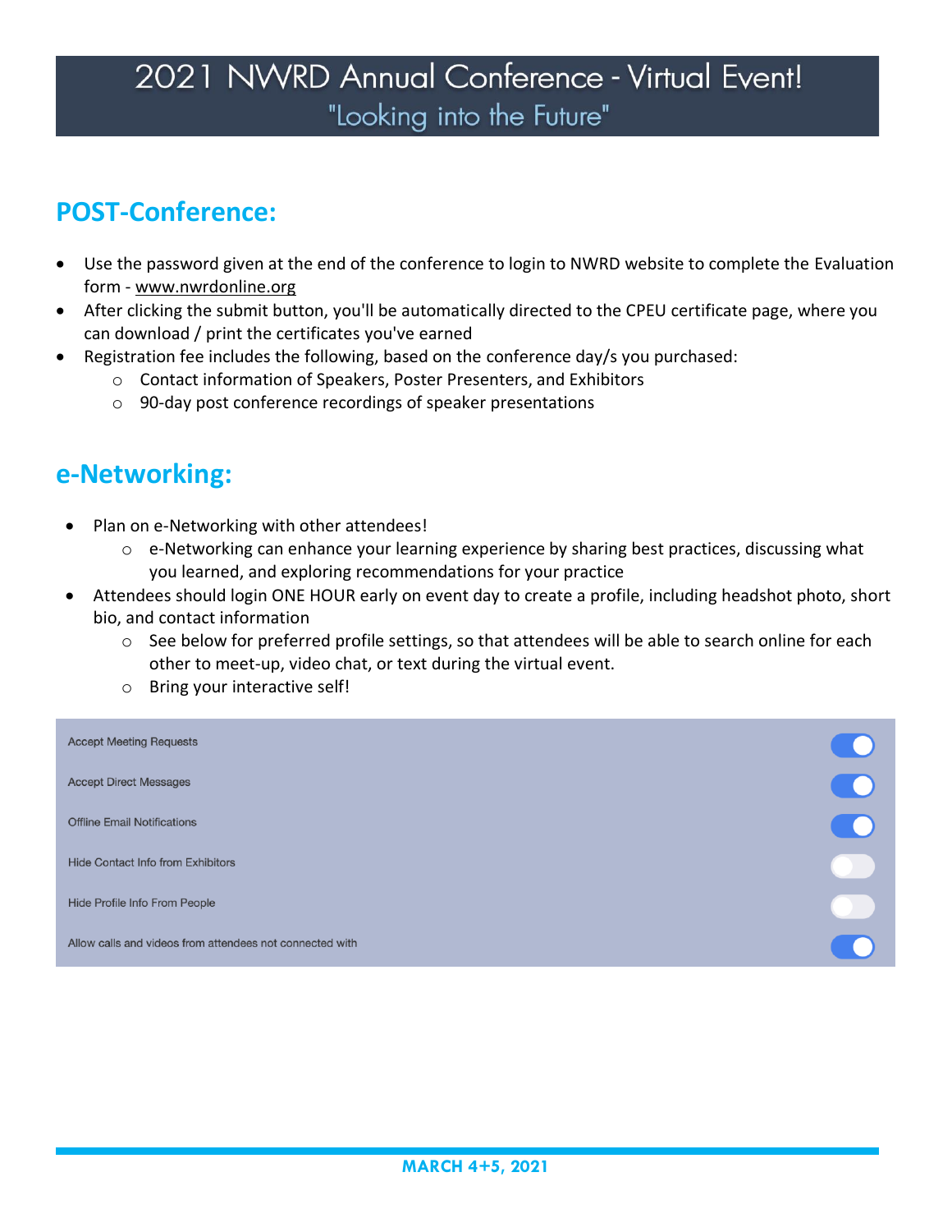## POST-Conference:

- Use the password given at the end of the conference to login to NWRD website to complete the Evaluation form - www.nwrdonline.org
- After clicking the submit button, you'll be automatically directed to the CPEU certificate page, where you can download / print the certificates you've earned
- Registration fee includes the following, based on the conference day/s you purchased:
  - Contact information of Speakers, Poster Presenters, and Exhibitors
  - 90-day post conference recordings of speaker presentations

## e-Networking:

- Plan on e-Networking with other attendees!
  - e-Networking can enhance your learning experience by sharing best practices, discussing what you learned, and exploring recommendations for your practice
- Attendees should login ONE HOUR early on event day to create a profile, including headshot photo, short bio, and contact information
  - See below for preferred profile settings, so that attendees will be able to search online for each other to meet-up, video chat, or text during the virtual event.
  - Bring your interactive self!

| Setting | |
|---|---|
| Accept Meeting Requests | On |
| Accept Direct Messages | On |
| Offline Email Notifications | On |
| Hide Contact Info from Exhibitors | Off |
| Hide Profile Info From People | Off |
| Allow calls and videos from attendees not connected with | On |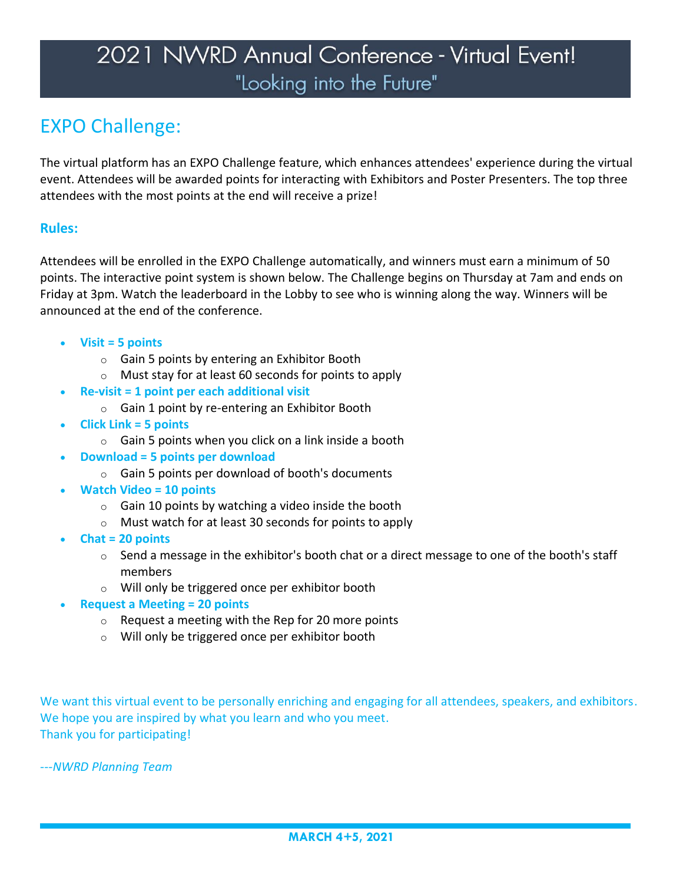# 2021 NWRD Annual Conference - Virtual Event!

## "Looking into the Future"

## EXPO Challenge:

The virtual platform has an EXPO Challenge feature, which enhances attendees' experience during the virtual event. Attendees will be awarded points for interacting with Exhibitors and Poster Presenters. The top three attendees with the most points at the end will receive a prize!

### Rules:

Attendees will be enrolled in the EXPO Challenge automatically, and winners must earn a minimum of 50 points. The interactive point system is shown below. The Challenge begins on Thursday at 7am and ends on Friday at 3pm. Watch the leaderboard in the Lobby to see who is winning along the way. Winners will be announced at the end of the conference.

- **Visit = 5 points**
  - Gain 5 points by entering an Exhibitor Booth
  - Must stay for at least 60 seconds for points to apply
- **Re-visit = 1 point per each additional visit**
  - Gain 1 point by re-entering an Exhibitor Booth
- **Click Link = 5 points**
  - Gain 5 points when you click on a link inside a booth
- **Download = 5 points per download**
  - Gain 5 points per download of booth's documents
- **Watch Video = 10 points**
  - Gain 10 points by watching a video inside the booth
  - Must watch for at least 30 seconds for points to apply
- **Chat = 20 points**
  - Send a message in the exhibitor's booth chat or a direct message to one of the booth's staff members
  - Will only be triggered once per exhibitor booth
- **Request a Meeting = 20 points**
  - Request a meeting with the Rep for 20 more points
  - Will only be triggered once per exhibitor booth

We want this virtual event to be personally enriching and engaging for all attendees, speakers, and exhibitors.
We hope you are inspired by what you learn and who you meet.
Thank you for participating!

*---NWRD Planning Team*

**MARCH 4+5, 2021**